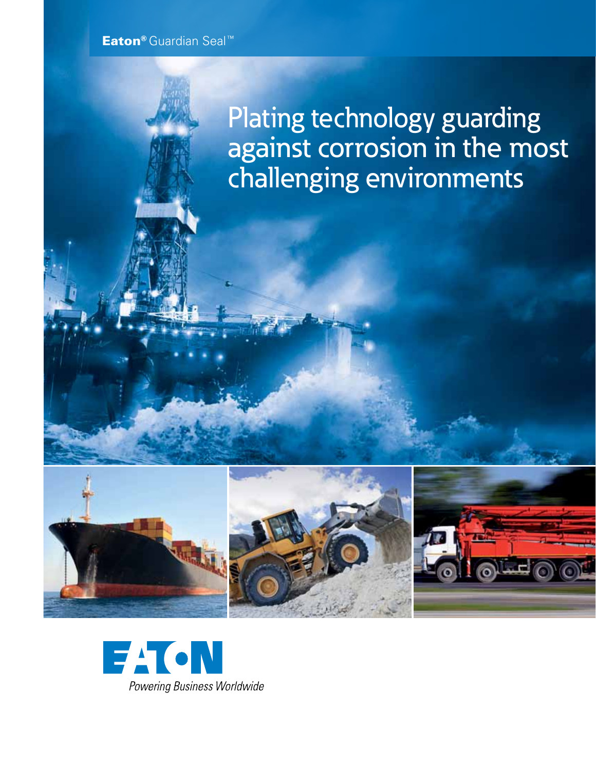**Eaton®** Guardian Seal™

# Plating technology guarding against corrosion in the most challenging environments

Powering Business Worldwide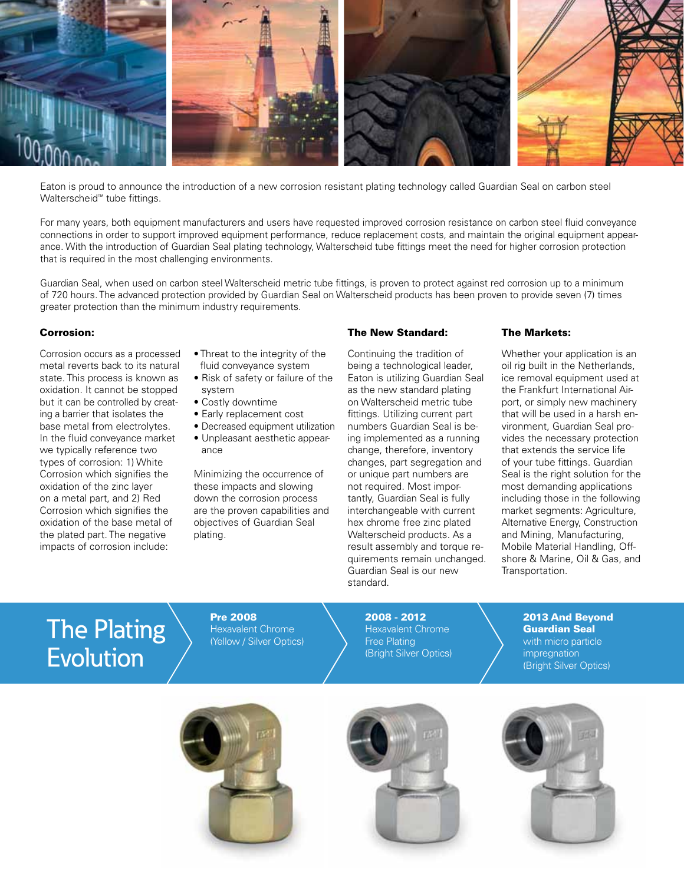Eaton is proud to announce the introduction of a new corrosion resistant plating technology called Guardian Seal on carbon steel Walterscheid™ tube fittings.

For many years, both equipment manufacturers and users have requested improved corrosion resistance on carbon steel fluid conveyance connections in order to support improved equipment performance, reduce replacement costs, and maintain the original equipment appearance. With the introduction of Guardian Seal plating technology, Walterscheid tube fittings meet the need for higher corrosion protection that is required in the most challenging environments.

Guardian Seal, when used on carbon steel Walterscheid metric tube fittings, is proven to protect against red corrosion up to a minimum of 720 hours. The advanced protection provided by Guardian Seal on Walterscheid products has been proven to provide seven (7) times greater protection than the minimum industry requirements.

**Corrosion:**

Corrosion occurs as a processed metal reverts back to its natural state. This process is known as oxidation. It cannot be stopped but it can be controlled by creating a barrier that isolates the base metal from electrolytes. In the fluid conveyance market we typically reference two types of corrosion: 1) White Corrosion which signifies the oxidation of the zinc layer on a metal part, and 2) Red Corrosion which signifies the oxidation of the base metal of the plated part. The negative impacts of corrosion include:

- Threat to the integrity of the fluid conveyance system
- Risk of safety or failure of the system
- Costly downtime
- Early replacement cost
- Decreased equipment utilization
- Unpleasant aesthetic appearance

Minimizing the occurrence of these impacts and slowing down the corrosion process are the proven capabilities and objectives of Guardian Seal plating.

**The New Standard:**

Continuing the tradition of being a technological leader, Eaton is utilizing Guardian Seal as the new standard plating on Walterscheid metric tube fittings. Utilizing current part numbers Guardian Seal is being implemented as a running change, therefore, inventory changes, part segregation and or unique part numbers are not required. Most importantly, Guardian Seal is fully interchangeable with current hex chrome free zinc plated Walterscheid products. As a result assembly and torque requirements remain unchanged. Guardian Seal is our new standard.

**The Markets:**

Whether your application is an oil rig built in the Netherlands, ice removal equipment used at the Frankfurt International Airport, or simply new machinery that will be used in a harsh environment, Guardian Seal provides the necessary protection that extends the service life of your tube fittings. Guardian Seal is the right solution for the most demanding applications including those in the following market segments: Agriculture, Alternative Energy, Construction and Mining, Manufacturing, Mobile Material Handling, Offshore & Marine, Oil & Gas, and Transportation.

## The Plating Evolution

**Pre 2008**
Hexavalent Chrome
(Yellow / Silver Optics)

**2008 - 2012**
Hexavalent Chrome Free Plating
(Bright Silver Optics)

**2013 And Beyond**
**Guardian Seal**
with micro particle impregnation
(Bright Silver Optics)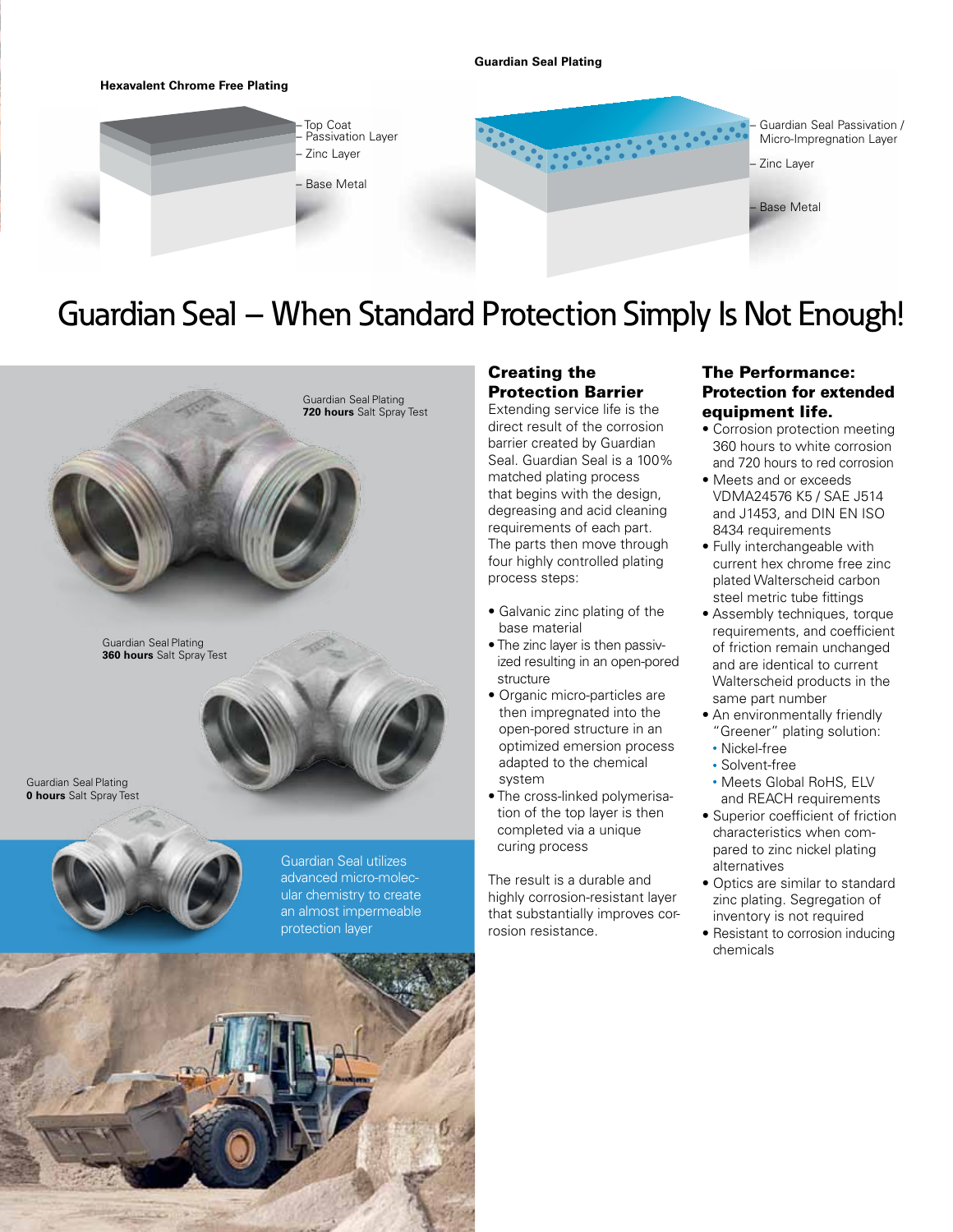**Hexavalent Chrome Free Plating**

- Top Coat
- Passivation Layer
- Zinc Layer
- Base Metal

**Guardian Seal Plating**

- Guardian Seal Passivation / Micro-Impregnation Layer
- Zinc Layer
- Base Metal

# Guardian Seal – When Standard Protection Simply Is Not Enough!

Guardian Seal Plating
**720 hours** Salt Spray Test

Guardian Seal Plating
**360 hours** Salt Spray Test

Guardian Seal Plating
**0 hours** Salt Spray Test

Guardian Seal utilizes advanced micro-molecular chemistry to create an almost impermeable protection layer

## Creating the Protection Barrier

Extending service life is the direct result of the corrosion barrier created by Guardian Seal. Guardian Seal is a 100% matched plating process that begins with the design, degreasing and acid cleaning requirements of each part. The parts then move through four highly controlled plating process steps:

- Galvanic zinc plating of the base material
- The zinc layer is then passivized resulting in an open-pored structure
- Organic micro-particles are then impregnated into the open-pored structure in an optimized emersion process adapted to the chemical system
- The cross-linked polymerisation of the top layer is then completed via a unique curing process

The result is a durable and highly corrosion-resistant layer that substantially improves corrosion resistance.

## The Performance: Protection for extended equipment life.

- Corrosion protection meeting 360 hours to white corrosion and 720 hours to red corrosion
- Meets and or exceeds VDMA24576 K5 / SAE J514 and J1453, and DIN EN ISO 8434 requirements
- Fully interchangeable with current hex chrome free zinc plated Walterscheid carbon steel metric tube fittings
- Assembly techniques, torque requirements, and coefficient of friction remain unchanged and are identical to current Walterscheid products in the same part number
- An environmentally friendly "Greener" plating solution:
  - Nickel-free
  - Solvent-free
  - Meets Global RoHS, ELV and REACH requirements
- Superior coefficient of friction characteristics when compared to zinc nickel plating alternatives
- Optics are similar to standard zinc plating. Segregation of inventory is not required
- Resistant to corrosion inducing chemicals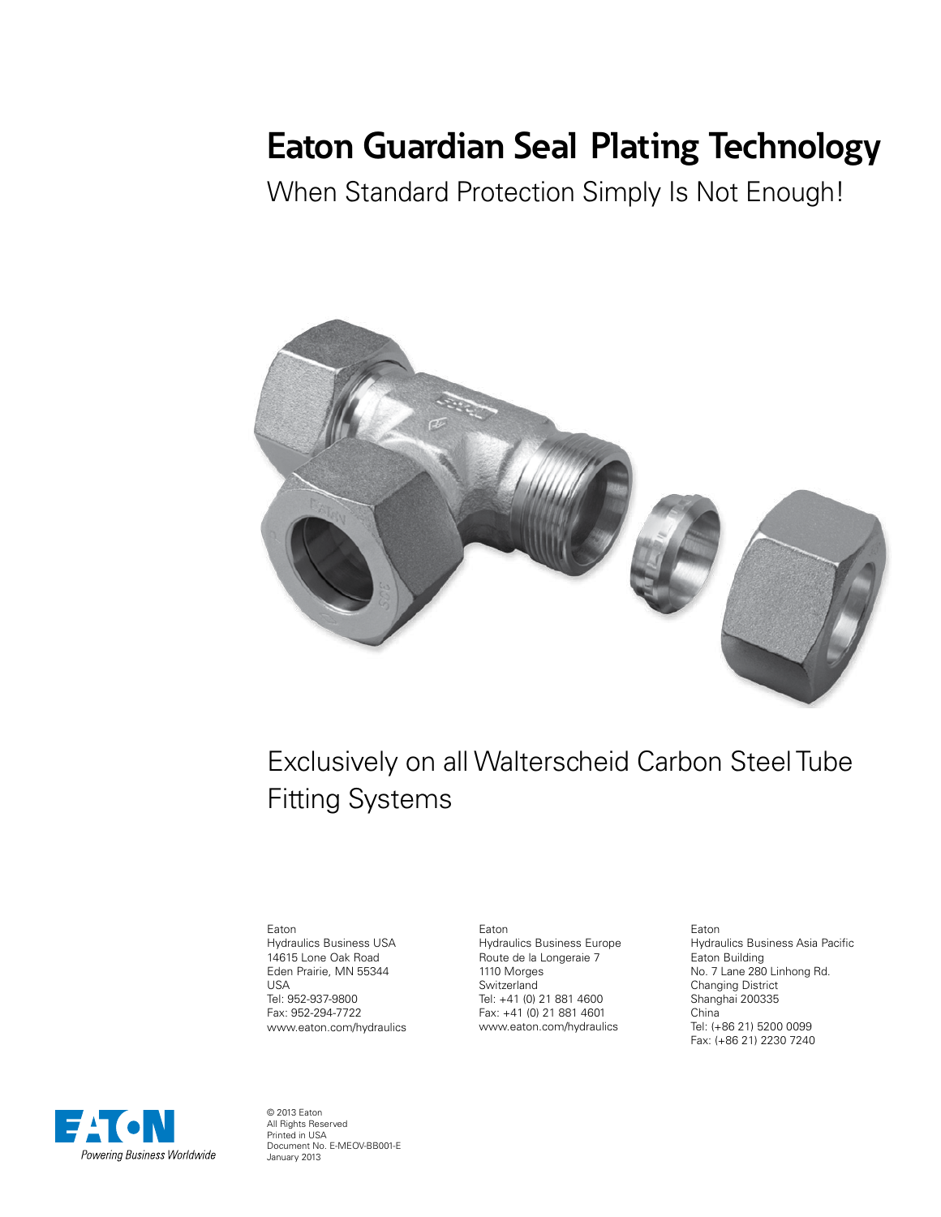# Eaton Guardian Seal Plating Technology

When Standard Protection Simply Is Not Enough!

Exclusively on all Walterscheid Carbon Steel Tube Fitting Systems

Eaton
Hydraulics Business USA
14615 Lone Oak Road
Eden Prairie, MN 55344
USA
Tel: 952-937-9800
Fax: 952-294-7722
www.eaton.com/hydraulics

Eaton
Hydraulics Business Europe
Route de la Longeraie 7
1110 Morges
Switzerland
Tel: +41 (0) 21 881 4600
Fax: +41 (0) 21 881 4601
www.eaton.com/hydraulics

Eaton
Hydraulics Business Asia Pacific
Eaton Building
No. 7 Lane 280 Linhong Rd.
Changing District
Shanghai 200335
China
Tel: (+86 21) 5200 0099
Fax: (+86 21) 2230 7240

EATON
*Powering Business Worldwide*

© 2013 Eaton
All Rights Reserved
Printed in USA
Document No. E-MEOV-BB001-E
January 2013